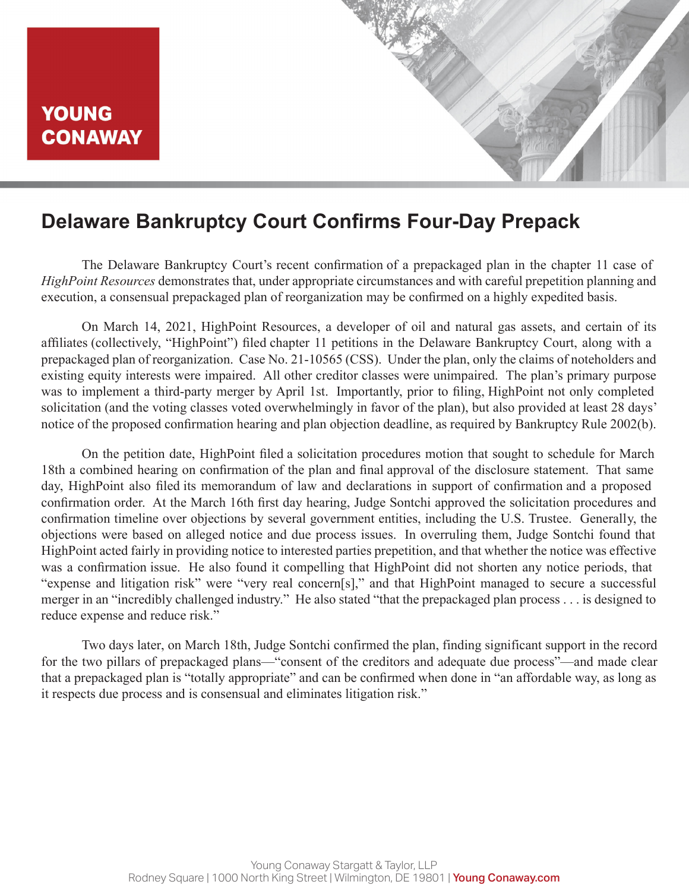YOUNG CONAWAY

# Delaware Bankruptcy Court Confirms Four-Day Prepack

The Delaware Bankruptcy Court's recent confirmation of a prepackaged plan in the chapter 11 case of *HighPoint Resources* demonstrates that, under appropriate circumstances and with careful prepetition planning and execution, a consensual prepackaged plan of reorganization may be confirmed on a highly expedited basis.

On March 14, 2021, HighPoint Resources, a developer of oil and natural gas assets, and certain of its affiliates (collectively, "HighPoint") filed chapter 11 petitions in the Delaware Bankruptcy Court, along with a prepackaged plan of reorganization. Case No. 21-10565 (CSS). Under the plan, only the claims of noteholders and existing equity interests were impaired. All other creditor classes were unimpaired. The plan's primary purpose was to implement a third-party merger by April 1st. Importantly, prior to filing, HighPoint not only completed solicitation (and the voting classes voted overwhelmingly in favor of the plan), but also provided at least 28 days' notice of the proposed confirmation hearing and plan objection deadline, as required by Bankruptcy Rule 2002(b).

On the petition date, HighPoint filed a solicitation procedures motion that sought to schedule for March 18th a combined hearing on confirmation of the plan and final approval of the disclosure statement. That same day, HighPoint also filed its memorandum of law and declarations in support of confirmation and a proposed confirmation order. At the March 16th first day hearing, Judge Sontchi approved the solicitation procedures and confirmation timeline over objections by several government entities, including the U.S. Trustee. Generally, the objections were based on alleged notice and due process issues. In overruling them, Judge Sontchi found that HighPoint acted fairly in providing notice to interested parties prepetition, and that whether the notice was effective was a confirmation issue. He also found it compelling that HighPoint did not shorten any notice periods, that "expense and litigation risk" were "very real concern[s]," and that HighPoint managed to secure a successful merger in an "incredibly challenged industry." He also stated "that the prepackaged plan process . . . is designed to reduce expense and reduce risk."

Two days later, on March 18th, Judge Sontchi confirmed the plan, finding significant support in the record for the two pillars of prepackaged plans—"consent of the creditors and adequate due process"—and made clear that a prepackaged plan is "totally appropriate" and can be confirmed when done in "an affordable way, as long as it respects due process and is consensual and eliminates litigation risk."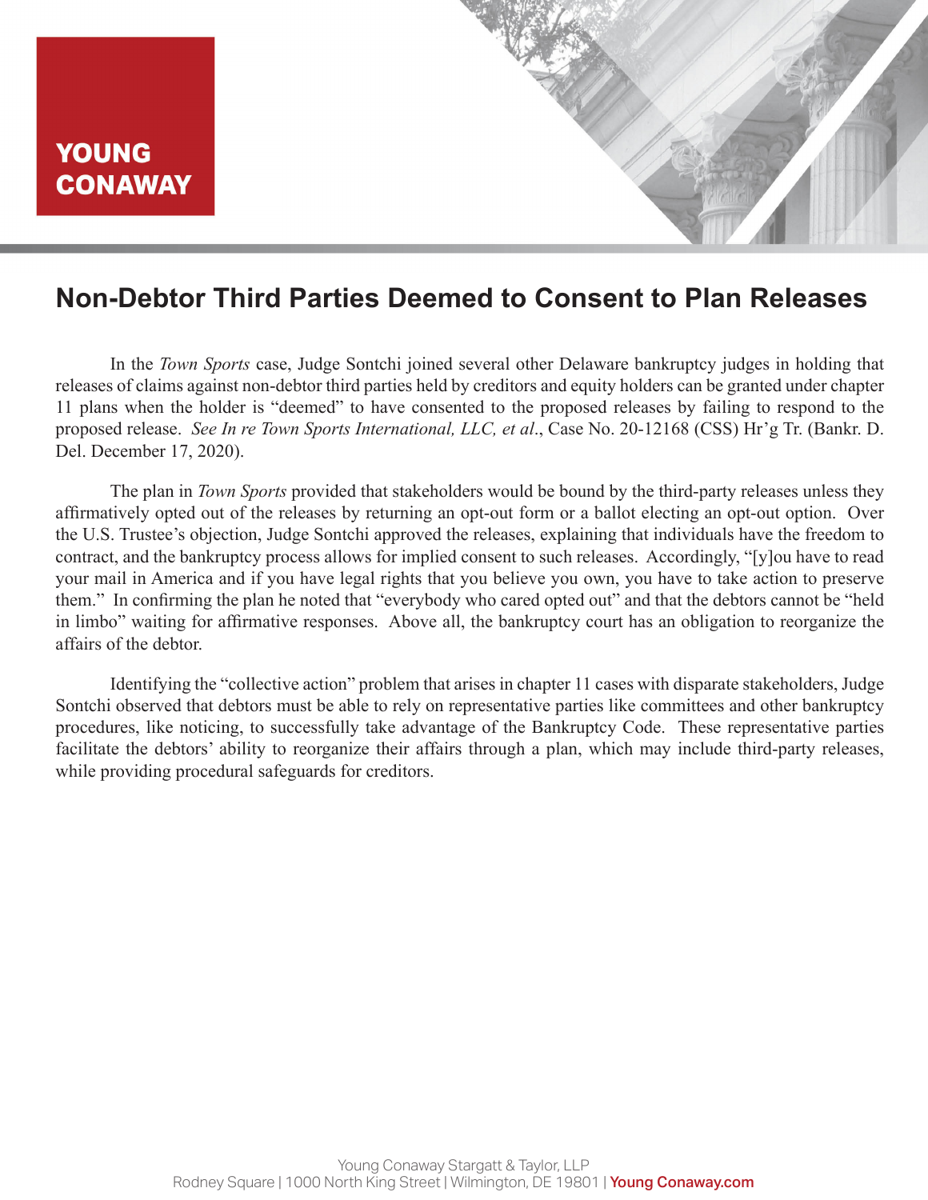YOUNG CONAWAY

# Non-Debtor Third Parties Deemed to Consent to Plan Releases

In the *Town Sports* case, Judge Sontchi joined several other Delaware bankruptcy judges in holding that releases of claims against non-debtor third parties held by creditors and equity holders can be granted under chapter 11 plans when the holder is "deemed" to have consented to the proposed releases by failing to respond to the proposed release. *See In re Town Sports International, LLC, et al*., Case No. 20-12168 (CSS) Hr'g Tr. (Bankr. D. Del. December 17, 2020).

The plan in *Town Sports* provided that stakeholders would be bound by the third-party releases unless they affirmatively opted out of the releases by returning an opt-out form or a ballot electing an opt-out option. Over the U.S. Trustee's objection, Judge Sontchi approved the releases, explaining that individuals have the freedom to contract, and the bankruptcy process allows for implied consent to such releases. Accordingly, "[y]ou have to read your mail in America and if you have legal rights that you believe you own, you have to take action to preserve them." In confirming the plan he noted that "everybody who cared opted out" and that the debtors cannot be "held in limbo" waiting for affirmative responses. Above all, the bankruptcy court has an obligation to reorganize the affairs of the debtor.

Identifying the "collective action" problem that arises in chapter 11 cases with disparate stakeholders, Judge Sontchi observed that debtors must be able to rely on representative parties like committees and other bankruptcy procedures, like noticing, to successfully take advantage of the Bankruptcy Code. These representative parties facilitate the debtors' ability to reorganize their affairs through a plan, which may include third-party releases, while providing procedural safeguards for creditors.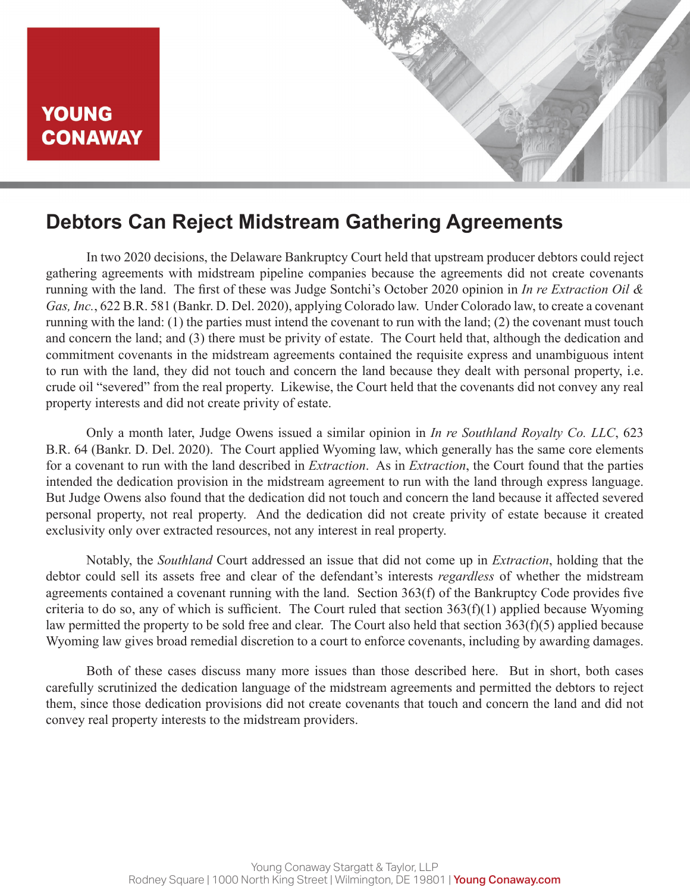# Debtors Can Reject Midstream Gathering Agreements

In two 2020 decisions, the Delaware Bankruptcy Court held that upstream producer debtors could reject gathering agreements with midstream pipeline companies because the agreements did not create covenants running with the land. The first of these was Judge Sontchi's October 2020 opinion in *In re Extraction Oil & Gas, Inc.*, 622 B.R. 581 (Bankr. D. Del. 2020), applying Colorado law. Under Colorado law, to create a covenant running with the land: (1) the parties must intend the covenant to run with the land; (2) the covenant must touch and concern the land; and (3) there must be privity of estate. The Court held that, although the dedication and commitment covenants in the midstream agreements contained the requisite express and unambiguous intent to run with the land, they did not touch and concern the land because they dealt with personal property, i.e. crude oil "severed" from the real property. Likewise, the Court held that the covenants did not convey any real property interests and did not create privity of estate.

Only a month later, Judge Owens issued a similar opinion in *In re Southland Royalty Co. LLC*, 623 B.R. 64 (Bankr. D. Del. 2020). The Court applied Wyoming law, which generally has the same core elements for a covenant to run with the land described in *Extraction*. As in *Extraction*, the Court found that the parties intended the dedication provision in the midstream agreement to run with the land through express language. But Judge Owens also found that the dedication did not touch and concern the land because it affected severed personal property, not real property. And the dedication did not create privity of estate because it created exclusivity only over extracted resources, not any interest in real property.

Notably, the *Southland* Court addressed an issue that did not come up in *Extraction*, holding that the debtor could sell its assets free and clear of the defendant's interests *regardless* of whether the midstream agreements contained a covenant running with the land. Section 363(f) of the Bankruptcy Code provides five criteria to do so, any of which is sufficient. The Court ruled that section 363(f)(1) applied because Wyoming law permitted the property to be sold free and clear. The Court also held that section 363(f)(5) applied because Wyoming law gives broad remedial discretion to a court to enforce covenants, including by awarding damages.

Both of these cases discuss many more issues than those described here. But in short, both cases carefully scrutinized the dedication language of the midstream agreements and permitted the debtors to reject them, since those dedication provisions did not create covenants that touch and concern the land and did not convey real property interests to the midstream providers.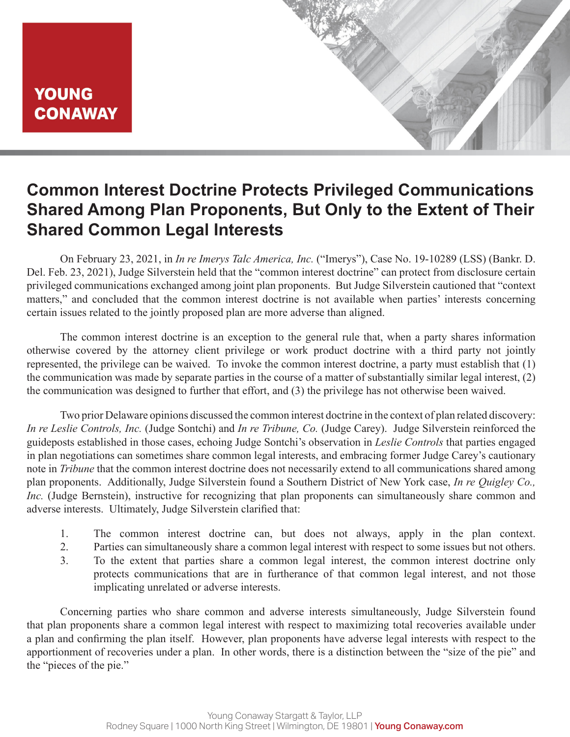# Common Interest Doctrine Protects Privileged Communications Shared Among Plan Proponents, But Only to the Extent of Their Shared Common Legal Interests

On February 23, 2021, in *In re Imerys Talc America, Inc.* ("Imerys"), Case No. 19-10289 (LSS) (Bankr. D. Del. Feb. 23, 2021), Judge Silverstein held that the "common interest doctrine" can protect from disclosure certain privileged communications exchanged among joint plan proponents. But Judge Silverstein cautioned that "context matters," and concluded that the common interest doctrine is not available when parties' interests concerning certain issues related to the jointly proposed plan are more adverse than aligned.

The common interest doctrine is an exception to the general rule that, when a party shares information otherwise covered by the attorney client privilege or work product doctrine with a third party not jointly represented, the privilege can be waived. To invoke the common interest doctrine, a party must establish that (1) the communication was made by separate parties in the course of a matter of substantially similar legal interest, (2) the communication was designed to further that effort, and (3) the privilege has not otherwise been waived.

Two prior Delaware opinions discussed the common interest doctrine in the context of plan related discovery: *In re Leslie Controls, Inc.* (Judge Sontchi) and *In re Tribune, Co.* (Judge Carey). Judge Silverstein reinforced the guideposts established in those cases, echoing Judge Sontchi's observation in *Leslie Controls* that parties engaged in plan negotiations can sometimes share common legal interests, and embracing former Judge Carey's cautionary note in *Tribune* that the common interest doctrine does not necessarily extend to all communications shared among plan proponents. Additionally, Judge Silverstein found a Southern District of New York case, *In re Quigley Co., Inc.* (Judge Bernstein), instructive for recognizing that plan proponents can simultaneously share common and adverse interests. Ultimately, Judge Silverstein clarified that:

1. The common interest doctrine can, but does not always, apply in the plan context.
2. Parties can simultaneously share a common legal interest with respect to some issues but not others.
3. To the extent that parties share a common legal interest, the common interest doctrine only protects communications that are in furtherance of that common legal interest, and not those implicating unrelated or adverse interests.

Concerning parties who share common and adverse interests simultaneously, Judge Silverstein found that plan proponents share a common legal interest with respect to maximizing total recoveries available under a plan and confirming the plan itself. However, plan proponents have adverse legal interests with respect to the apportionment of recoveries under a plan. In other words, there is a distinction between the "size of the pie" and the "pieces of the pie."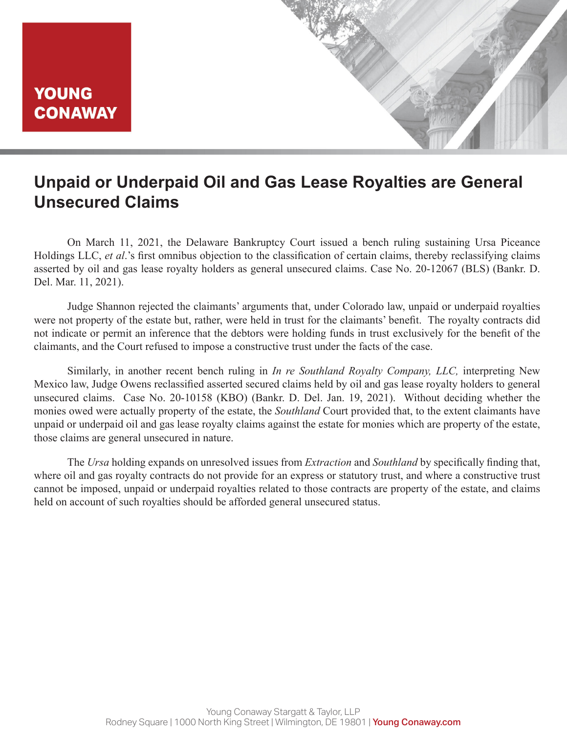# Unpaid or Underpaid Oil and Gas Lease Royalties are General Unsecured Claims

On March 11, 2021, the Delaware Bankruptcy Court issued a bench ruling sustaining Ursa Piceance Holdings LLC, *et al*.'s first omnibus objection to the classification of certain claims, thereby reclassifying claims asserted by oil and gas lease royalty holders as general unsecured claims. Case No. 20-12067 (BLS) (Bankr. D. Del. Mar. 11, 2021).

Judge Shannon rejected the claimants' arguments that, under Colorado law, unpaid or underpaid royalties were not property of the estate but, rather, were held in trust for the claimants' benefit. The royalty contracts did not indicate or permit an inference that the debtors were holding funds in trust exclusively for the benefit of the claimants, and the Court refused to impose a constructive trust under the facts of the case.

Similarly, in another recent bench ruling in *In re Southland Royalty Company, LLC,* interpreting New Mexico law, Judge Owens reclassified asserted secured claims held by oil and gas lease royalty holders to general unsecured claims. Case No. 20-10158 (KBO) (Bankr. D. Del. Jan. 19, 2021). Without deciding whether the monies owed were actually property of the estate, the *Southland* Court provided that, to the extent claimants have unpaid or underpaid oil and gas lease royalty claims against the estate for monies which are property of the estate, those claims are general unsecured in nature.

The *Ursa* holding expands on unresolved issues from *Extraction* and *Southland* by specifically finding that, where oil and gas royalty contracts do not provide for an express or statutory trust, and where a constructive trust cannot be imposed, unpaid or underpaid royalties related to those contracts are property of the estate, and claims held on account of such royalties should be afforded general unsecured status.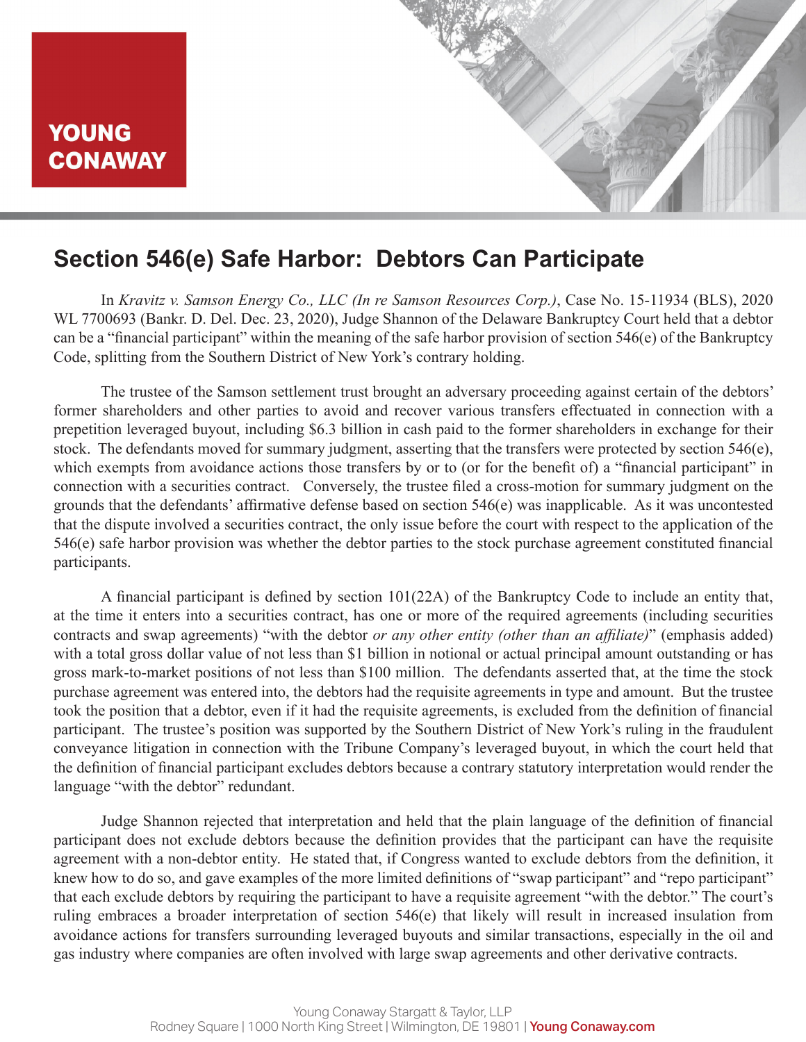## Section 546(e) Safe Harbor: Debtors Can Participate

In *Kravitz v. Samson Energy Co., LLC (In re Samson Resources Corp.)*, Case No. 15-11934 (BLS), 2020 WL 7700693 (Bankr. D. Del. Dec. 23, 2020), Judge Shannon of the Delaware Bankruptcy Court held that a debtor can be a "financial participant" within the meaning of the safe harbor provision of section 546(e) of the Bankruptcy Code, splitting from the Southern District of New York's contrary holding.

The trustee of the Samson settlement trust brought an adversary proceeding against certain of the debtors' former shareholders and other parties to avoid and recover various transfers effectuated in connection with a prepetition leveraged buyout, including $6.3 billion in cash paid to the former shareholders in exchange for their stock. The defendants moved for summary judgment, asserting that the transfers were protected by section 546(e), which exempts from avoidance actions those transfers by or to (or for the benefit of) a "financial participant" in connection with a securities contract. Conversely, the trustee filed a cross-motion for summary judgment on the grounds that the defendants' affirmative defense based on section 546(e) was inapplicable. As it was uncontested that the dispute involved a securities contract, the only issue before the court with respect to the application of the 546(e) safe harbor provision was whether the debtor parties to the stock purchase agreement constituted financial participants.

A financial participant is defined by section 101(22A) of the Bankruptcy Code to include an entity that, at the time it enters into a securities contract, has one or more of the required agreements (including securities contracts and swap agreements) "with the debtor *or any other entity (other than an affiliate)*" (emphasis added) with a total gross dollar value of not less than $1 billion in notional or actual principal amount outstanding or has gross mark-to-market positions of not less than $100 million. The defendants asserted that, at the time the stock purchase agreement was entered into, the debtors had the requisite agreements in type and amount. But the trustee took the position that a debtor, even if it had the requisite agreements, is excluded from the definition of financial participant. The trustee's position was supported by the Southern District of New York's ruling in the fraudulent conveyance litigation in connection with the Tribune Company's leveraged buyout, in which the court held that the definition of financial participant excludes debtors because a contrary statutory interpretation would render the language "with the debtor" redundant.

Judge Shannon rejected that interpretation and held that the plain language of the definition of financial participant does not exclude debtors because the definition provides that the participant can have the requisite agreement with a non-debtor entity. He stated that, if Congress wanted to exclude debtors from the definition, it knew how to do so, and gave examples of the more limited definitions of "swap participant" and "repo participant" that each exclude debtors by requiring the participant to have a requisite agreement "with the debtor." The court's ruling embraces a broader interpretation of section 546(e) that likely will result in increased insulation from avoidance actions for transfers surrounding leveraged buyouts and similar transactions, especially in the oil and gas industry where companies are often involved with large swap agreements and other derivative contracts.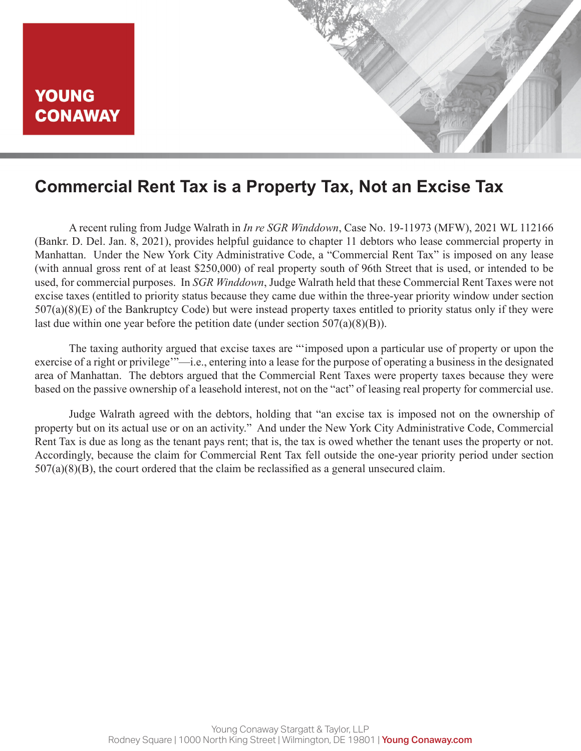# Commercial Rent Tax is a Property Tax, Not an Excise Tax

A recent ruling from Judge Walrath in *In re SGR Winddown*, Case No. 19-11973 (MFW), 2021 WL 112166 (Bankr. D. Del. Jan. 8, 2021), provides helpful guidance to chapter 11 debtors who lease commercial property in Manhattan. Under the New York City Administrative Code, a "Commercial Rent Tax" is imposed on any lease (with annual gross rent of at least $250,000) of real property south of 96th Street that is used, or intended to be used, for commercial purposes. In *SGR Winddown*, Judge Walrath held that these Commercial Rent Taxes were not excise taxes (entitled to priority status because they came due within the three-year priority window under section 507(a)(8)(E) of the Bankruptcy Code) but were instead property taxes entitled to priority status only if they were last due within one year before the petition date (under section 507(a)(8)(B)).

The taxing authority argued that excise taxes are "'imposed upon a particular use of property or upon the exercise of a right or privilege'"—i.e., entering into a lease for the purpose of operating a business in the designated area of Manhattan. The debtors argued that the Commercial Rent Taxes were property taxes because they were based on the passive ownership of a leasehold interest, not on the "act" of leasing real property for commercial use.

Judge Walrath agreed with the debtors, holding that "an excise tax is imposed not on the ownership of property but on its actual use or on an activity." And under the New York City Administrative Code, Commercial Rent Tax is due as long as the tenant pays rent; that is, the tax is owed whether the tenant uses the property or not. Accordingly, because the claim for Commercial Rent Tax fell outside the one-year priority period under section 507(a)(8)(B), the court ordered that the claim be reclassified as a general unsecured claim.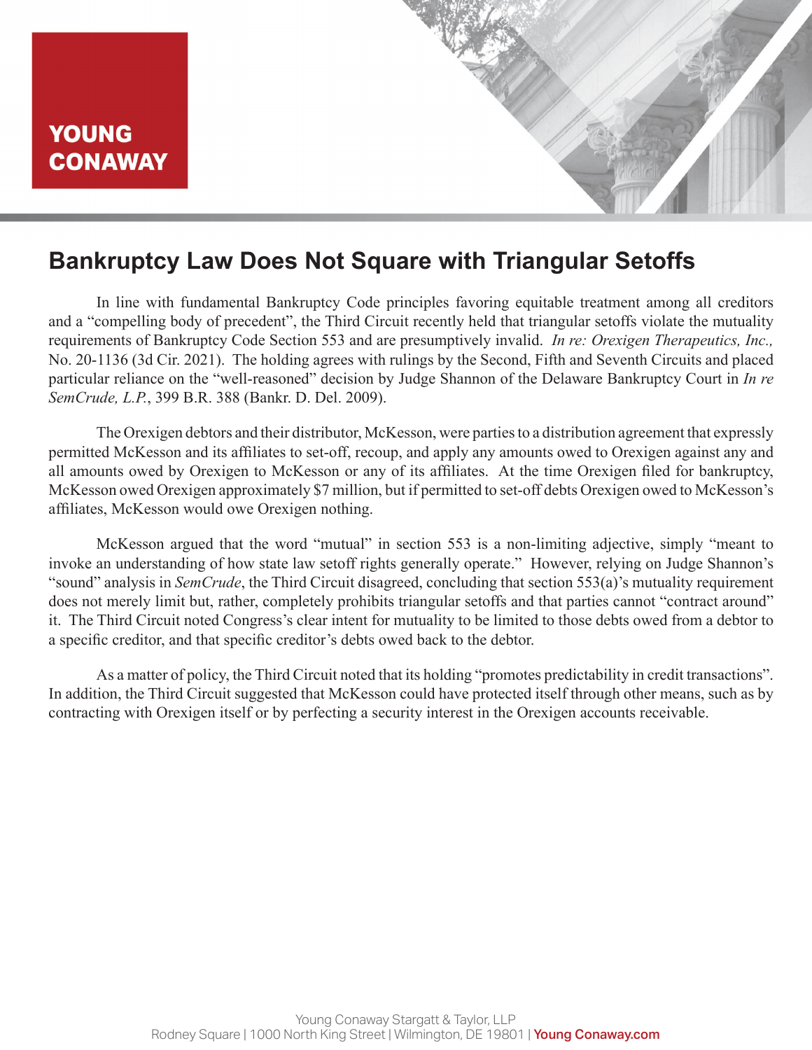# Bankruptcy Law Does Not Square with Triangular Setoffs

In line with fundamental Bankruptcy Code principles favoring equitable treatment among all creditors and a "compelling body of precedent", the Third Circuit recently held that triangular setoffs violate the mutuality requirements of Bankruptcy Code Section 553 and are presumptively invalid. *In re: Orexigen Therapeutics, Inc.,* No. 20-1136 (3d Cir. 2021). The holding agrees with rulings by the Second, Fifth and Seventh Circuits and placed particular reliance on the "well-reasoned" decision by Judge Shannon of the Delaware Bankruptcy Court in *In re SemCrude, L.P.*, 399 B.R. 388 (Bankr. D. Del. 2009).

The Orexigen debtors and their distributor, McKesson, were parties to a distribution agreement that expressly permitted McKesson and its affiliates to set-off, recoup, and apply any amounts owed to Orexigen against any and all amounts owed by Orexigen to McKesson or any of its affiliates. At the time Orexigen filed for bankruptcy, McKesson owed Orexigen approximately $7 million, but if permitted to set-off debts Orexigen owed to McKesson's affiliates, McKesson would owe Orexigen nothing.

McKesson argued that the word "mutual" in section 553 is a non-limiting adjective, simply "meant to invoke an understanding of how state law setoff rights generally operate." However, relying on Judge Shannon's "sound" analysis in *SemCrude*, the Third Circuit disagreed, concluding that section 553(a)'s mutuality requirement does not merely limit but, rather, completely prohibits triangular setoffs and that parties cannot "contract around" it. The Third Circuit noted Congress's clear intent for mutuality to be limited to those debts owed from a debtor to a specific creditor, and that specific creditor's debts owed back to the debtor.

As a matter of policy, the Third Circuit noted that its holding "promotes predictability in credit transactions". In addition, the Third Circuit suggested that McKesson could have protected itself through other means, such as by contracting with Orexigen itself or by perfecting a security interest in the Orexigen accounts receivable.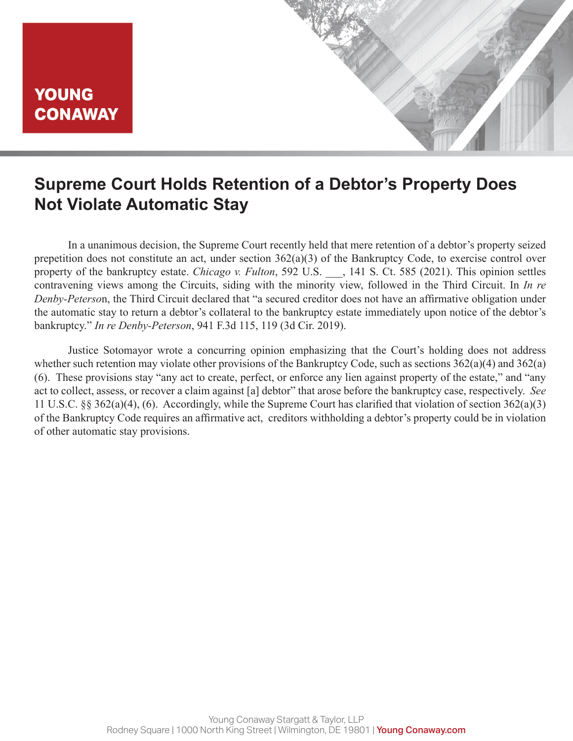YOUNG CONAWAY

# Supreme Court Holds Retention of a Debtor's Property Does Not Violate Automatic Stay

In a unanimous decision, the Supreme Court recently held that mere retention of a debtor's property seized prepetition does not constitute an act, under section 362(a)(3) of the Bankruptcy Code, to exercise control over property of the bankruptcy estate. *Chicago v. Fulton*, 592 U.S. ___, 141 S. Ct. 585 (2021). This opinion settles contravening views among the Circuits, siding with the minority view, followed in the Third Circuit. In *In re Denby-Peterso*n, the Third Circuit declared that "a secured creditor does not have an affirmative obligation under the automatic stay to return a debtor's collateral to the bankruptcy estate immediately upon notice of the debtor's bankruptcy." *In re Denby-Peterson*, 941 F.3d 115, 119 (3d Cir. 2019).

Justice Sotomayor wrote a concurring opinion emphasizing that the Court's holding does not address whether such retention may violate other provisions of the Bankruptcy Code, such as sections 362(a)(4) and 362(a)(6). These provisions stay "any act to create, perfect, or enforce any lien against property of the estate," and "any act to collect, assess, or recover a claim against [a] debtor" that arose before the bankruptcy case, respectively. *See* 11 U.S.C. §§ 362(a)(4), (6). Accordingly, while the Supreme Court has clarified that violation of section 362(a)(3) of the Bankruptcy Code requires an affirmative act, creditors withholding a debtor's property could be in violation of other automatic stay provisions.

Young Conaway Stargatt & Taylor, LLP
Rodney Square | 1000 North King Street | Wilmington, DE 19801 | Young Conaway.com